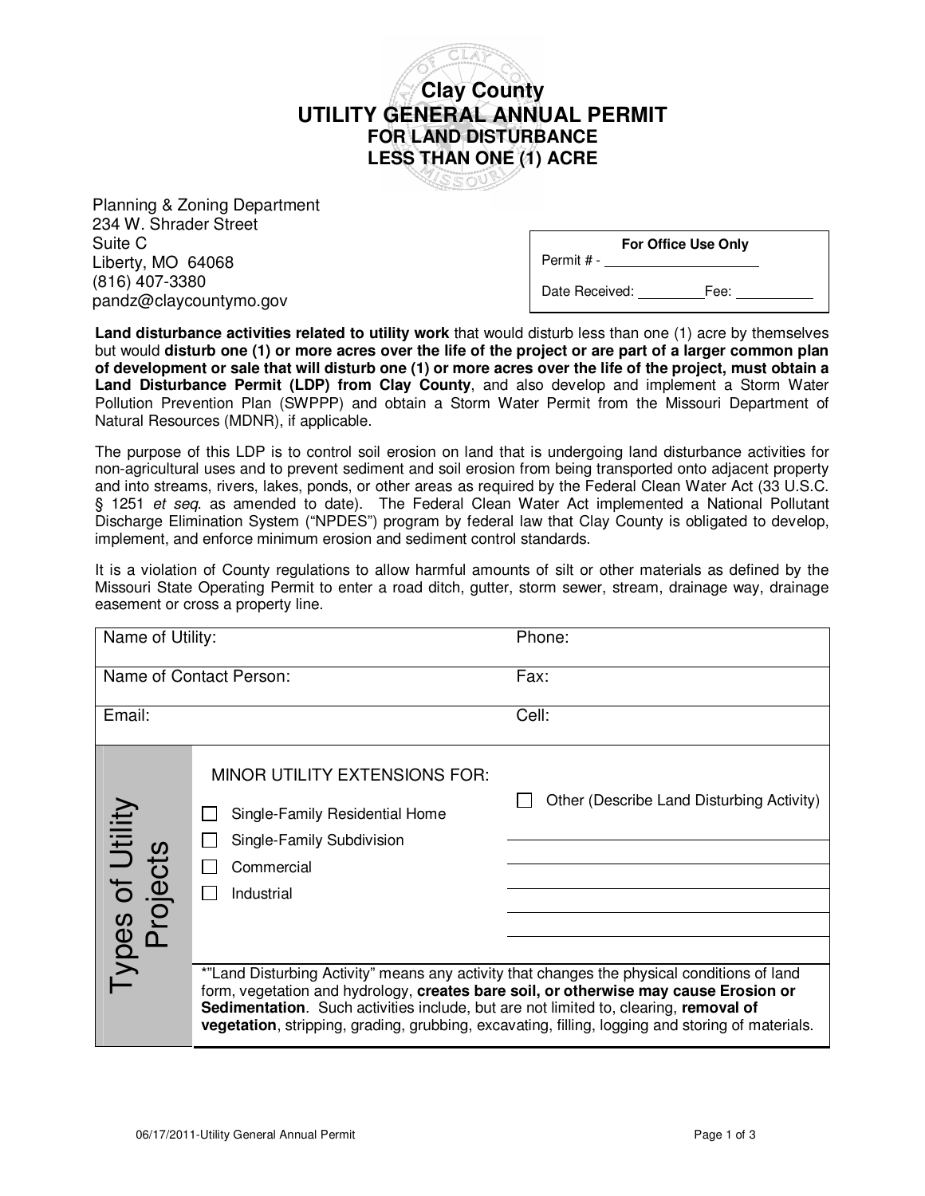# Clay County
# UTILITY GENERAL ANNUAL PERMIT
## FOR LAND DISTURBANCE
## LESS THAN ONE (1) ACRE

Planning & Zoning Department
234 W. Shrader Street
Suite C
Liberty, MO 64068
(816) 407-3380
pandz@claycountymo.gov

| For Office Use Only |
|---|
| Permit # - ____________ |
| Date Received: ________ Fee: ________ |

**Land disturbance activities related to utility work** that would disturb less than one (1) acre by themselves but would **disturb one (1) or more acres over the life of the project or are part of a larger common plan of development or sale that will disturb one (1) or more acres over the life of the project, must obtain a Land Disturbance Permit (LDP) from Clay County**, and also develop and implement a Storm Water Pollution Prevention Plan (SWPPP) and obtain a Storm Water Permit from the Missouri Department of Natural Resources (MDNR), if applicable.

The purpose of this LDP is to control soil erosion on land that is undergoing land disturbance activities for non-agricultural uses and to prevent sediment and soil erosion from being transported onto adjacent property and into streams, rivers, lakes, ponds, or other areas as required by the Federal Clean Water Act (33 U.S.C. § 1251 *et seq*. as amended to date). The Federal Clean Water Act implemented a National Pollutant Discharge Elimination System ("NPDES") program by federal law that Clay County is obligated to develop, implement, and enforce minimum erosion and sediment control standards.

It is a violation of County regulations to allow harmful amounts of silt or other materials as defined by the Missouri State Operating Permit to enter a road ditch, gutter, storm sewer, stream, drainage way, drainage easement or cross a property line.

| Name of Utility: | Phone: |
|---|---|
| Name of Contact Person: | Fax: |
| Email: | Cell: |

| Types of Utility Projects | | |
|---|---|---|
| | MINOR UTILITY EXTENSIONS FOR:<br>☐ Single-Family Residential Home<br>☐ Single-Family Subdivision<br>☐ Commercial<br>☐ Industrial | ☐ Other (Describe Land Disturbing Activity)<br>____________<br>____________<br>____________<br>____________<br>____________ |
| | *"Land Disturbing Activity" means any activity that changes the physical conditions of land form, vegetation and hydrology, **creates bare soil, or otherwise may cause Erosion or Sedimentation**. Such activities include, but are not limited to, clearing, **removal of vegetation**, stripping, grading, grubbing, excavating, filling, logging and storing of materials. | |

06/17/2011-Utility General Annual Permit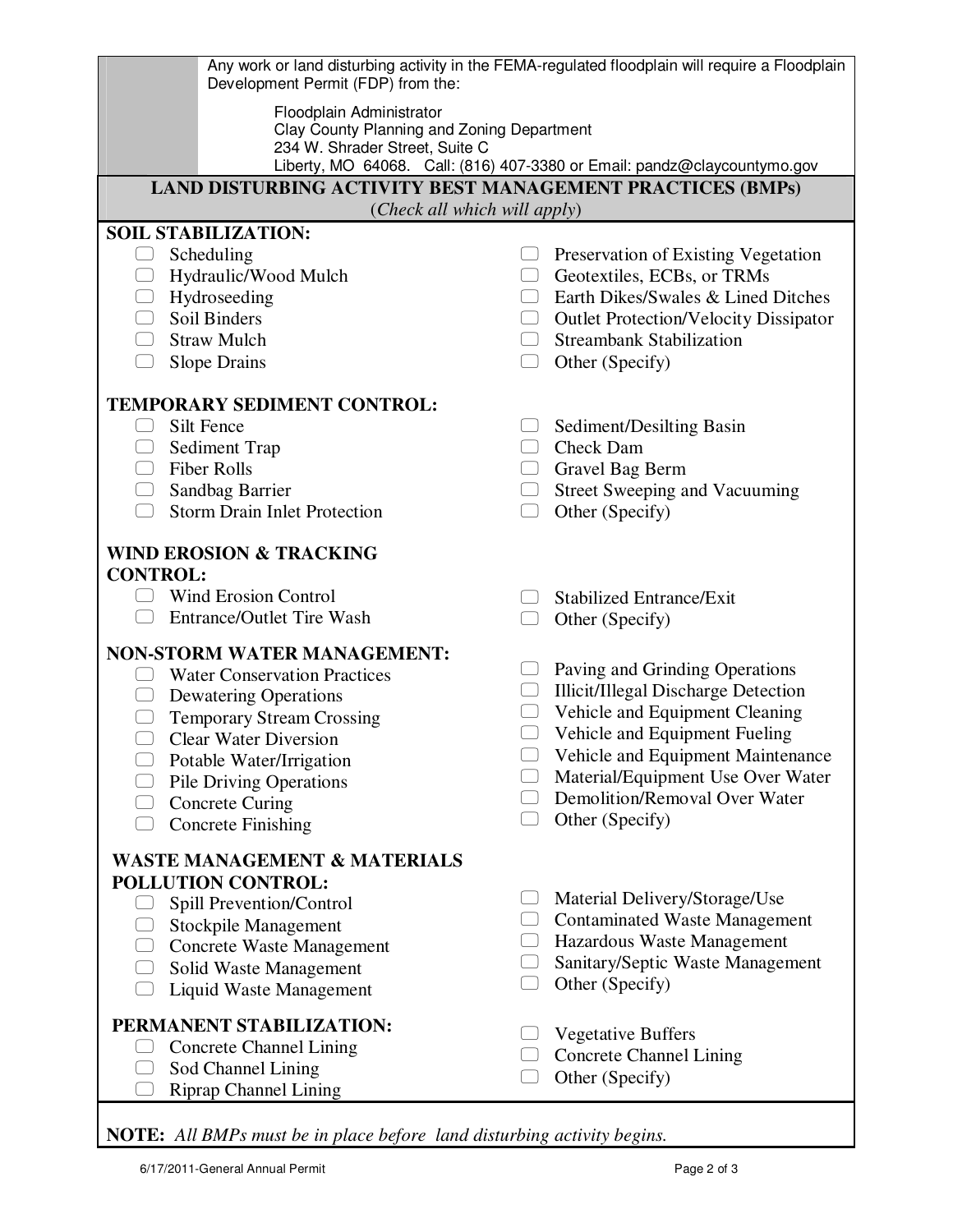Any work or land disturbing activity in the FEMA-regulated floodplain will require a Floodplain Development Permit (FDP) from the:

Floodplain Administrator
Clay County Planning and Zoning Department
234 W. Shrader Street, Suite C
Liberty, MO 64068. Call: (816) 407-3380 or Email: pandz@claycountymo.gov

## LAND DISTURBING ACTIVITY BEST MANAGEMENT PRACTICES (BMPs)

(*Check all which will apply*)

**SOIL STABILIZATION:**

- ☐ Scheduling
- ☐ Hydraulic/Wood Mulch
- ☐ Hydroseeding
- ☐ Soil Binders
- ☐ Straw Mulch
- ☐ Slope Drains
- ☐ Preservation of Existing Vegetation
- ☐ Geotextiles, ECBs, or TRMs
- ☐ Earth Dikes/Swales & Lined Ditches
- ☐ Outlet Protection/Velocity Dissipator
- ☐ Streambank Stabilization
- ☐ Other (Specify)

**TEMPORARY SEDIMENT CONTROL:**

- ☐ Silt Fence
- ☐ Sediment Trap
- ☐ Fiber Rolls
- ☐ Sandbag Barrier
- ☐ Storm Drain Inlet Protection
- ☐ Sediment/Desilting Basin
- ☐ Check Dam
- ☐ Gravel Bag Berm
- ☐ Street Sweeping and Vacuuming
- ☐ Other (Specify)

**WIND EROSION & TRACKING CONTROL:**

- ☐ Wind Erosion Control
- ☐ Entrance/Outlet Tire Wash
- ☐ Stabilized Entrance/Exit
- ☐ Other (Specify)

**NON-STORM WATER MANAGEMENT:**

- ☐ Water Conservation Practices
- ☐ Dewatering Operations
- ☐ Temporary Stream Crossing
- ☐ Clear Water Diversion
- ☐ Potable Water/Irrigation
- ☐ Pile Driving Operations
- ☐ Concrete Curing
- ☐ Concrete Finishing
- ☐ Paving and Grinding Operations
- ☐ Illicit/Illegal Discharge Detection
- ☐ Vehicle and Equipment Cleaning
- ☐ Vehicle and Equipment Fueling
- ☐ Vehicle and Equipment Maintenance
- ☐ Material/Equipment Use Over Water
- ☐ Demolition/Removal Over Water
- ☐ Other (Specify)

**WASTE MANAGEMENT & MATERIALS POLLUTION CONTROL:**

- ☐ Spill Prevention/Control
- ☐ Stockpile Management
- ☐ Concrete Waste Management
- ☐ Solid Waste Management
- ☐ Liquid Waste Management
- ☐ Material Delivery/Storage/Use
- ☐ Contaminated Waste Management
- ☐ Hazardous Waste Management
- ☐ Sanitary/Septic Waste Management
- ☐ Other (Specify)

**PERMANENT STABILIZATION:**

- ☐ Concrete Channel Lining
- ☐ Sod Channel Lining
- ☐ Riprap Channel Lining
- ☐ Vegetative Buffers
- ☐ Concrete Channel Lining
- ☐ Other (Specify)

**NOTE:** *All BMPs must be in place before land disturbing activity begins.*

6/17/2011-General Annual Permit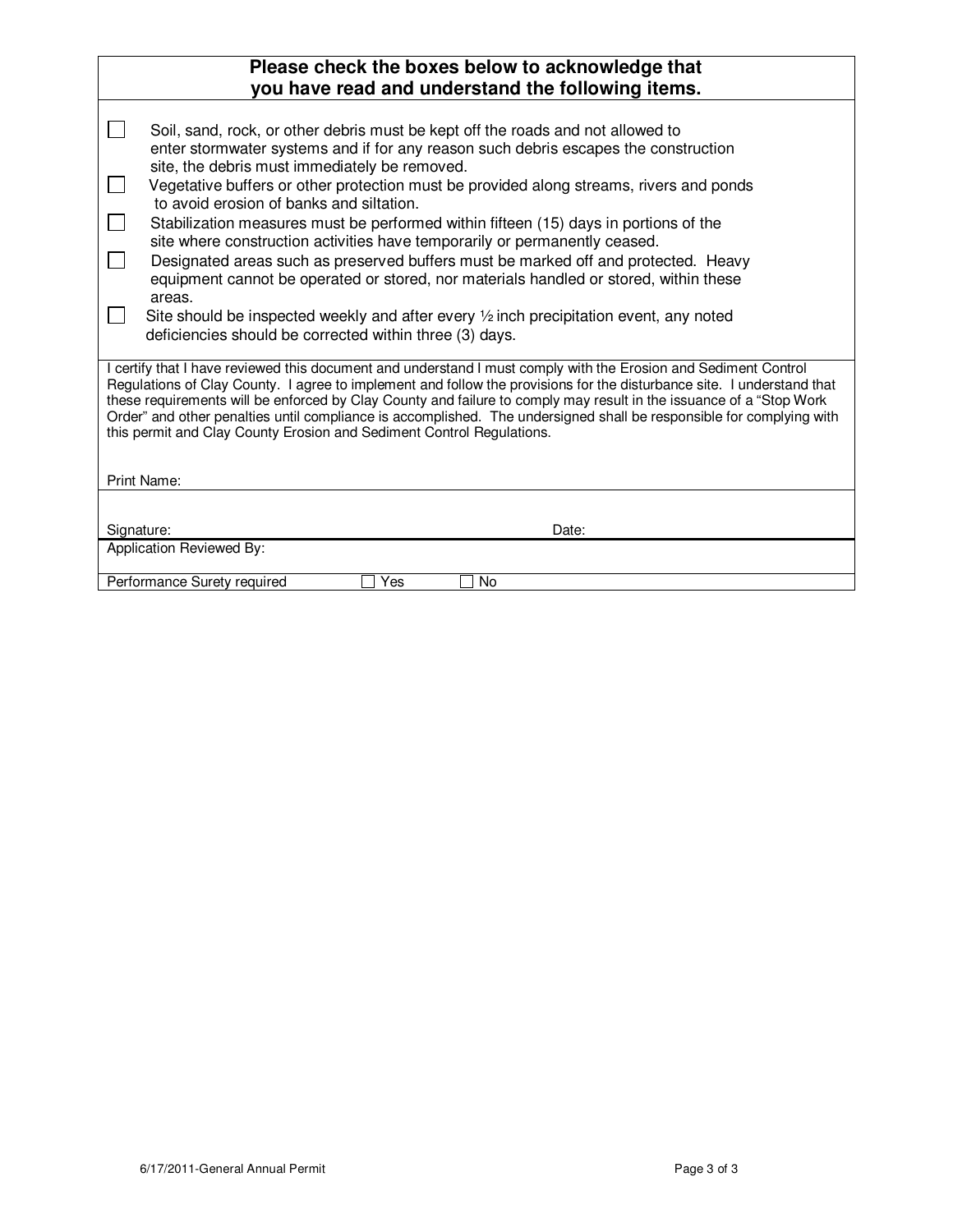**Please check the boxes below to acknowledge that you have read and understand the following items.**

- ☐ Soil, sand, rock, or other debris must be kept off the roads and not allowed to enter stormwater systems and if for any reason such debris escapes the construction site, the debris must immediately be removed.
- ☐ Vegetative buffers or other protection must be provided along streams, rivers and ponds to avoid erosion of banks and siltation.
- ☐ Stabilization measures must be performed within fifteen (15) days in portions of the site where construction activities have temporarily or permanently ceased.
- ☐ Designated areas such as preserved buffers must be marked off and protected. Heavy equipment cannot be operated or stored, nor materials handled or stored, within these areas.
- ☐ Site should be inspected weekly and after every ½ inch precipitation event, any noted deficiencies should be corrected within three (3) days.

I certify that I have reviewed this document and understand I must comply with the Erosion and Sediment Control Regulations of Clay County. I agree to implement and follow the provisions for the disturbance site. I understand that these requirements will be enforced by Clay County and failure to comply may result in the issuance of a "Stop Work Order" and other penalties until compliance is accomplished. The undersigned shall be responsible for complying with this permit and Clay County Erosion and Sediment Control Regulations.

Print Name:

Signature: Date:

Application Reviewed By:

Performance Surety required ☐ Yes ☐ No

6/17/2011-General Annual Permit